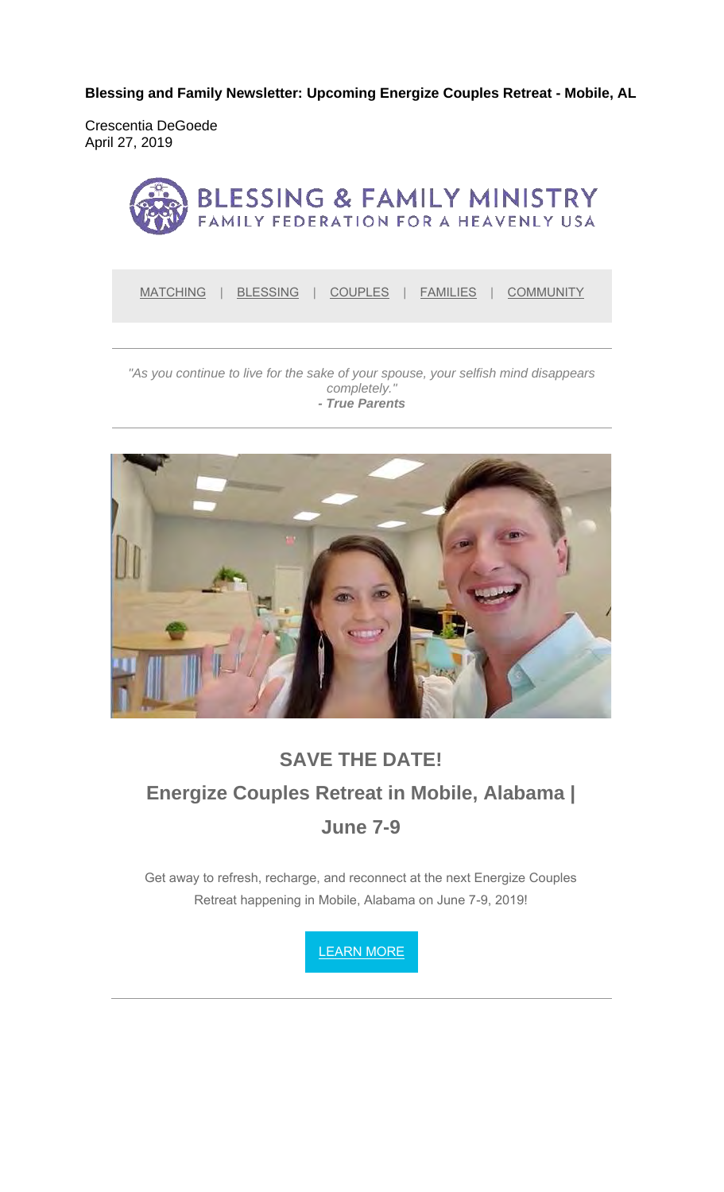**Blessing and Family Newsletter: Upcoming Energize Couples Retreat - Mobile, AL**

Crescentia DeGoede
April 27, 2019

BLESSING & FAMILY MINISTRY
FAMILY FEDERATION FOR A HEAVENLY USA

MATCHING | BLESSING | COUPLES | FAMILIES | COMMUNITY

---

*"As you continue to live for the sake of your spouse, your selfish mind disappears completely."*
***- True Parents***

---

## SAVE THE DATE!

## Energize Couples Retreat in Mobile, Alabama | June 7-9

Get away to refresh, recharge, and reconnect at the next Energize Couples Retreat happening in Mobile, Alabama on June 7-9, 2019!

LEARN MORE

---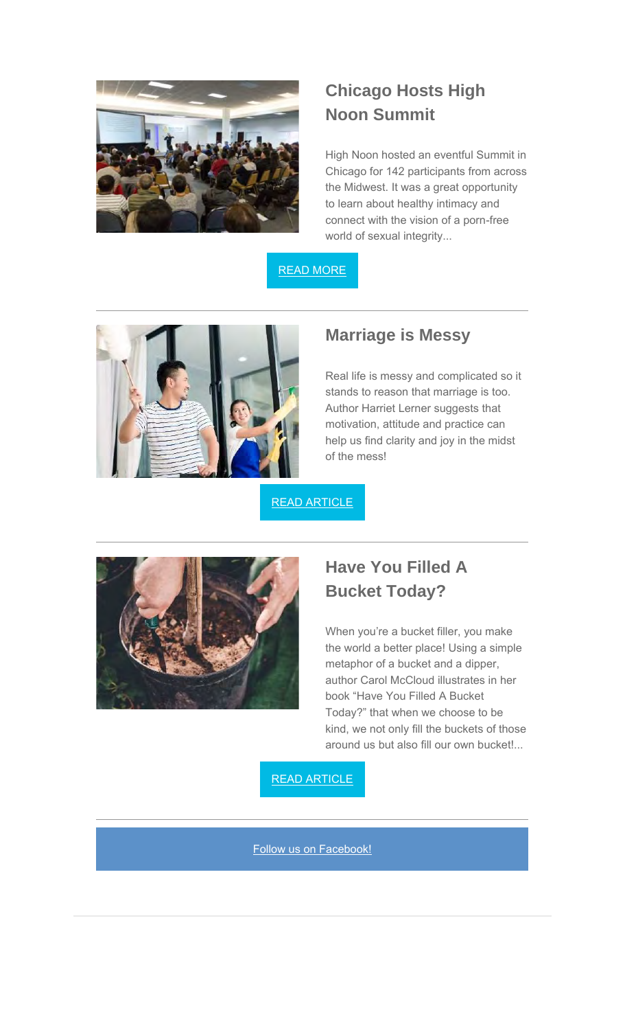## Chicago Hosts High Noon Summit

High Noon hosted an eventful Summit in Chicago for 142 participants from across the Midwest. It was a great opportunity to learn about healthy intimacy and connect with the vision of a porn-free world of sexual integrity...

READ MORE

---

## Marriage is Messy

Real life is messy and complicated so it stands to reason that marriage is too. Author Harriet Lerner suggests that motivation, attitude and practice can help us find clarity and joy in the midst of the mess!

READ ARTICLE

---

## Have You Filled A Bucket Today?

When you're a bucket filler, you make the world a better place! Using a simple metaphor of a bucket and a dipper, author Carol McCloud illustrates in her book "Have You Filled A Bucket Today?" that when we choose to be kind, we not only fill the buckets of those around us but also fill our own bucket!...

READ ARTICLE

---

Follow us on Facebook!